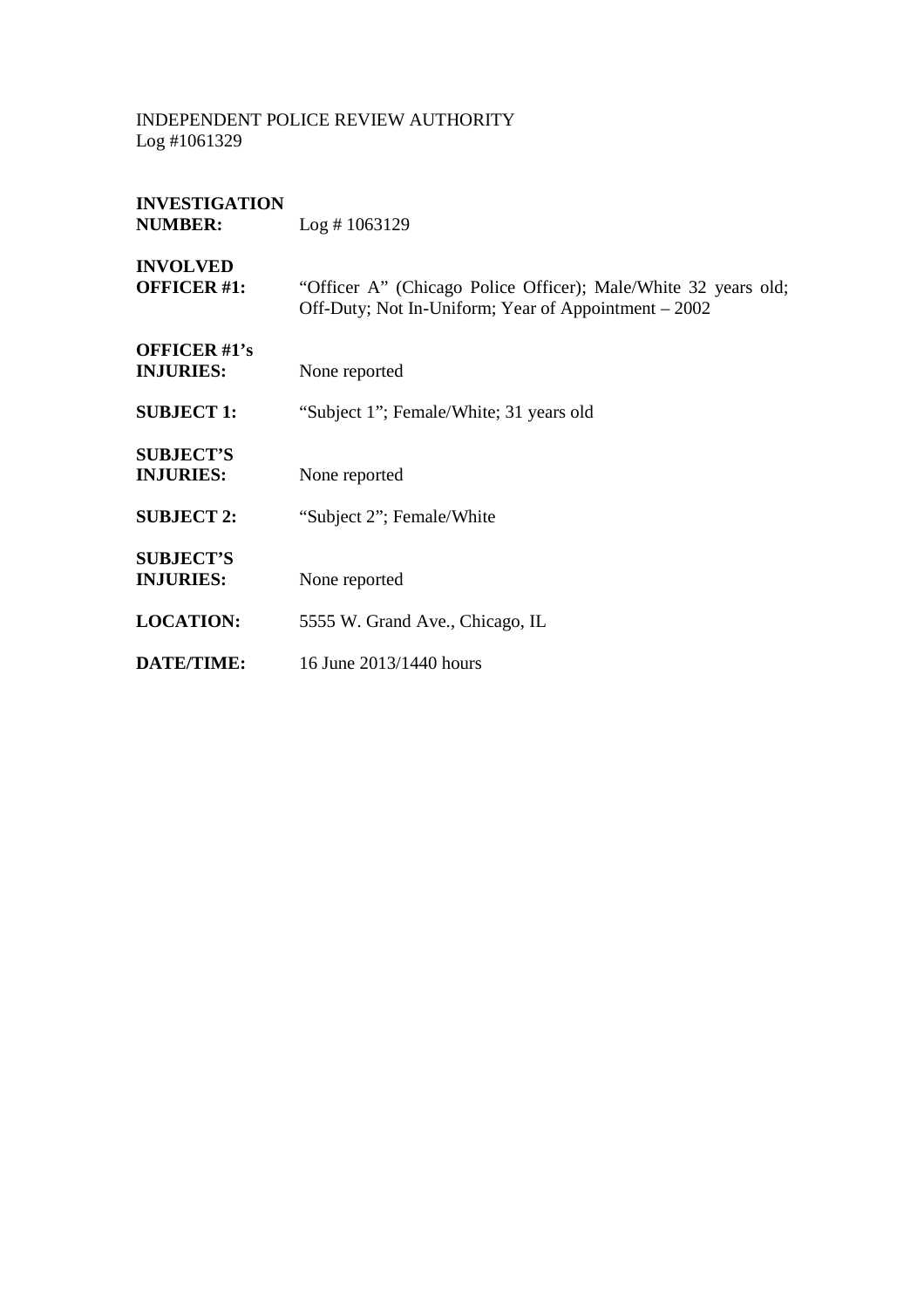INDEPENDENT POLICE REVIEW AUTHORITY
Log #1061329

| | |
|---|---|
| **INVESTIGATION NUMBER:** | Log # 1063129 |
| **INVOLVED OFFICER #1:** | "Officer A" (Chicago Police Officer); Male/White 32 years old; Off-Duty; Not In-Uniform; Year of Appointment – 2002 |
| **OFFICER #1's INJURIES:** | None reported |
| **SUBJECT 1:** | "Subject 1"; Female/White; 31 years old |
| **SUBJECT'S INJURIES:** | None reported |
| **SUBJECT 2:** | "Subject 2"; Female/White |
| **SUBJECT'S INJURIES:** | None reported |
| **LOCATION:** | 5555 W. Grand Ave., Chicago, IL |
| **DATE/TIME:** | 16 June 2013/1440 hours |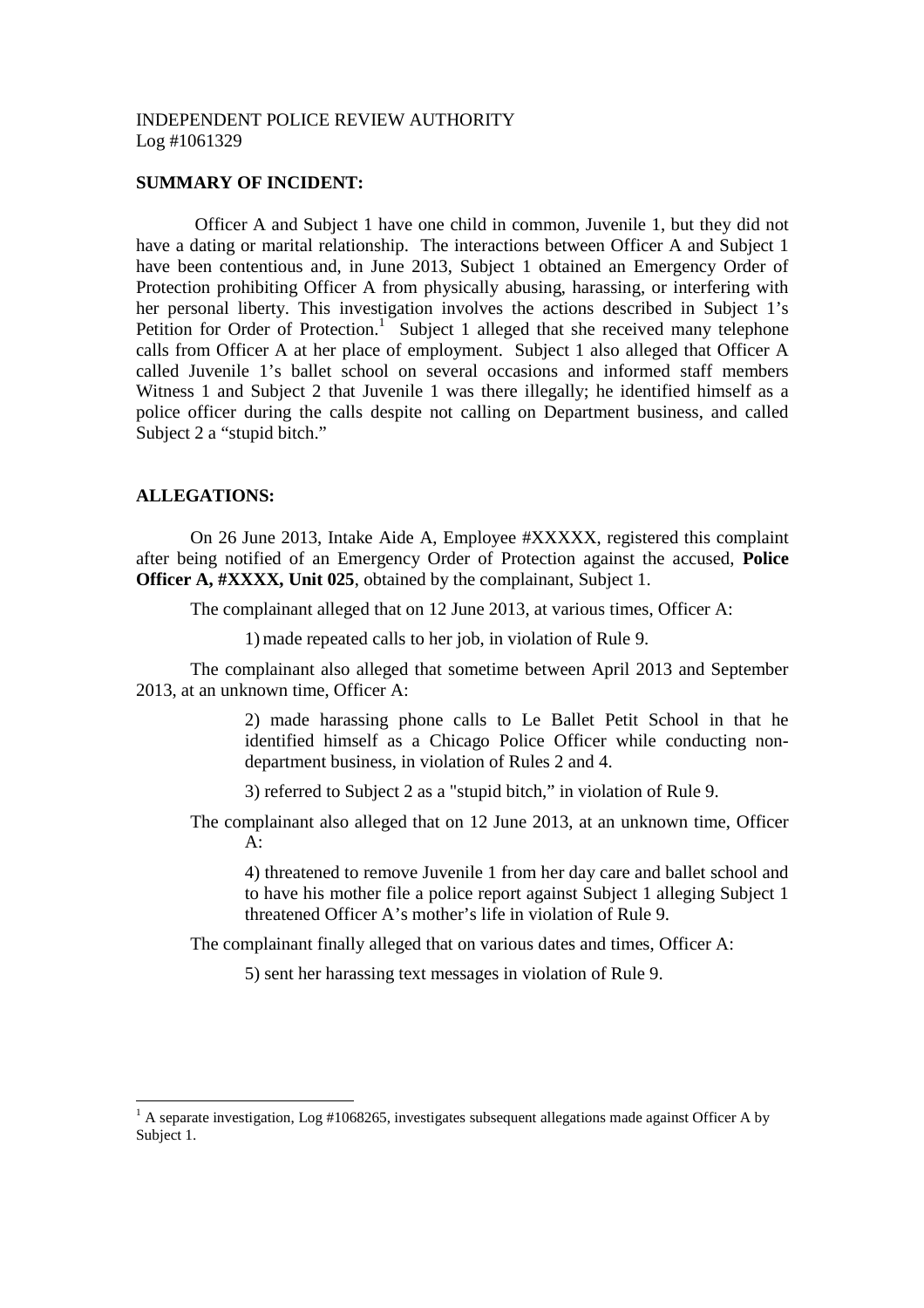INDEPENDENT POLICE REVIEW AUTHORITY
Log #1061329

**SUMMARY OF INCIDENT:**

Officer A and Subject 1 have one child in common, Juvenile 1, but they did not have a dating or marital relationship. The interactions between Officer A and Subject 1 have been contentious and, in June 2013, Subject 1 obtained an Emergency Order of Protection prohibiting Officer A from physically abusing, harassing, or interfering with her personal liberty. This investigation involves the actions described in Subject 1's Petition for Order of Protection.[1] Subject 1 alleged that she received many telephone calls from Officer A at her place of employment. Subject 1 also alleged that Officer A called Juvenile 1's ballet school on several occasions and informed staff members Witness 1 and Subject 2 that Juvenile 1 was there illegally; he identified himself as a police officer during the calls despite not calling on Department business, and called Subject 2 a "stupid bitch."

**ALLEGATIONS:**

On 26 June 2013, Intake Aide A, Employee #XXXXX, registered this complaint after being notified of an Emergency Order of Protection against the accused, **Police Officer A, #XXXX, Unit 025**, obtained by the complainant, Subject 1.

The complainant alleged that on 12 June 2013, at various times, Officer A:

1) made repeated calls to her job, in violation of Rule 9.

The complainant also alleged that sometime between April 2013 and September 2013, at an unknown time, Officer A:

2) made harassing phone calls to Le Ballet Petit School in that he identified himself as a Chicago Police Officer while conducting non-department business, in violation of Rules 2 and 4.

3) referred to Subject 2 as a "stupid bitch," in violation of Rule 9.

The complainant also alleged that on 12 June 2013, at an unknown time, Officer A:

4) threatened to remove Juvenile 1 from her day care and ballet school and to have his mother file a police report against Subject 1 alleging Subject 1 threatened Officer A's mother's life in violation of Rule 9.

The complainant finally alleged that on various dates and times, Officer A:

5) sent her harassing text messages in violation of Rule 9.

[1] A separate investigation, Log #1068265, investigates subsequent allegations made against Officer A by Subject 1.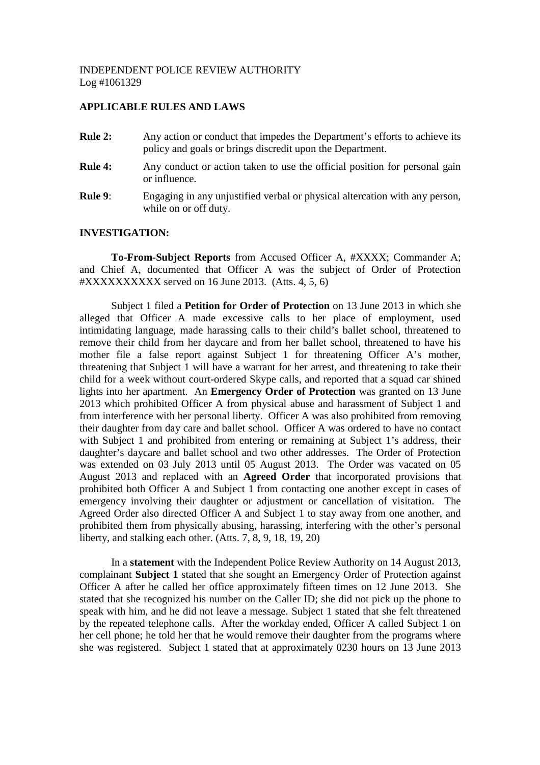INDEPENDENT POLICE REVIEW AUTHORITY
Log #1061329

**APPLICABLE RULES AND LAWS**

**Rule 2:** Any action or conduct that impedes the Department's efforts to achieve its policy and goals or brings discredit upon the Department.

**Rule 4:** Any conduct or action taken to use the official position for personal gain or influence.

**Rule 9**: Engaging in any unjustified verbal or physical altercation with any person, while on or off duty.

**INVESTIGATION:**

**To-From-Subject Reports** from Accused Officer A, #XXXX; Commander A; and Chief A, documented that Officer A was the subject of Order of Protection #XXXXXXXXXX served on 16 June 2013. (Atts. 4, 5, 6)

Subject 1 filed a **Petition for Order of Protection** on 13 June 2013 in which she alleged that Officer A made excessive calls to her place of employment, used intimidating language, made harassing calls to their child's ballet school, threatened to remove their child from her daycare and from her ballet school, threatened to have his mother file a false report against Subject 1 for threatening Officer A's mother, threatening that Subject 1 will have a warrant for her arrest, and threatening to take their child for a week without court-ordered Skype calls, and reported that a squad car shined lights into her apartment. An **Emergency Order of Protection** was granted on 13 June 2013 which prohibited Officer A from physical abuse and harassment of Subject 1 and from interference with her personal liberty. Officer A was also prohibited from removing their daughter from day care and ballet school. Officer A was ordered to have no contact with Subject 1 and prohibited from entering or remaining at Subject 1's address, their daughter's daycare and ballet school and two other addresses. The Order of Protection was extended on 03 July 2013 until 05 August 2013. The Order was vacated on 05 August 2013 and replaced with an **Agreed Order** that incorporated provisions that prohibited both Officer A and Subject 1 from contacting one another except in cases of emergency involving their daughter or adjustment or cancellation of visitation. The Agreed Order also directed Officer A and Subject 1 to stay away from one another, and prohibited them from physically abusing, harassing, interfering with the other's personal liberty, and stalking each other. (Atts. 7, 8, 9, 18, 19, 20)

In a **statement** with the Independent Police Review Authority on 14 August 2013, complainant **Subject 1** stated that she sought an Emergency Order of Protection against Officer A after he called her office approximately fifteen times on 12 June 2013. She stated that she recognized his number on the Caller ID; she did not pick up the phone to speak with him, and he did not leave a message. Subject 1 stated that she felt threatened by the repeated telephone calls. After the workday ended, Officer A called Subject 1 on her cell phone; he told her that he would remove their daughter from the programs where she was registered. Subject 1 stated that at approximately 0230 hours on 13 June 2013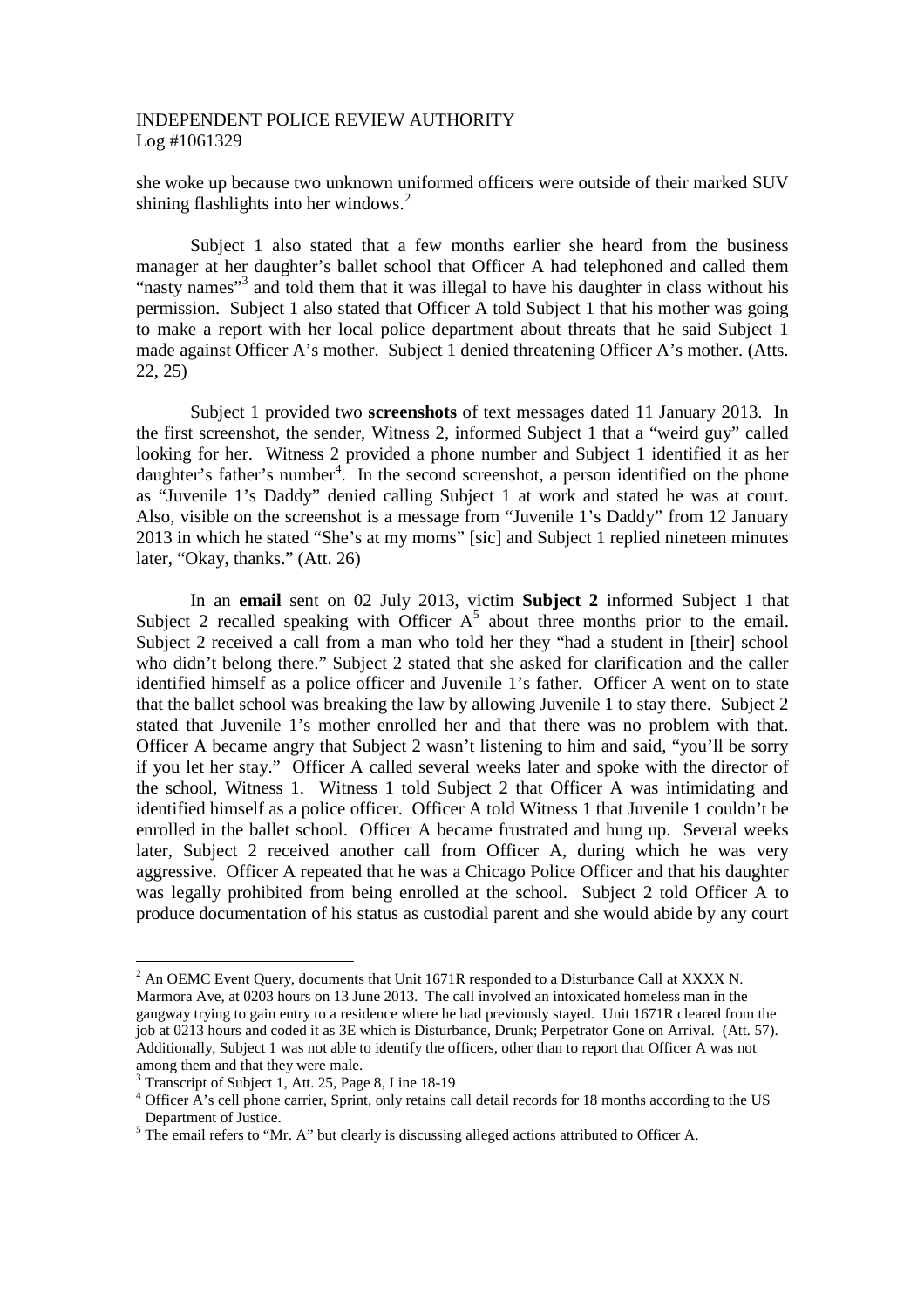she woke up because two unknown uniformed officers were outside of their marked SUV shining flashlights into her windows.[2]

Subject 1 also stated that a few months earlier she heard from the business manager at her daughter's ballet school that Officer A had telephoned and called them "nasty names"[3] and told them that it was illegal to have his daughter in class without his permission. Subject 1 also stated that Officer A told Subject 1 that his mother was going to make a report with her local police department about threats that he said Subject 1 made against Officer A's mother. Subject 1 denied threatening Officer A's mother. (Atts. 22, 25)

Subject 1 provided two **screenshots** of text messages dated 11 January 2013. In the first screenshot, the sender, Witness 2, informed Subject 1 that a "weird guy" called looking for her. Witness 2 provided a phone number and Subject 1 identified it as her daughter's father's number[4]. In the second screenshot, a person identified on the phone as "Juvenile 1's Daddy" denied calling Subject 1 at work and stated he was at court. Also, visible on the screenshot is a message from "Juvenile 1's Daddy" from 12 January 2013 in which he stated "She's at my moms" [sic] and Subject 1 replied nineteen minutes later, "Okay, thanks." (Att. 26)

In an **email** sent on 02 July 2013, victim **Subject 2** informed Subject 1 that Subject 2 recalled speaking with Officer A[5] about three months prior to the email. Subject 2 received a call from a man who told her they "had a student in [their] school who didn't belong there." Subject 2 stated that she asked for clarification and the caller identified himself as a police officer and Juvenile 1's father. Officer A went on to state that the ballet school was breaking the law by allowing Juvenile 1 to stay there. Subject 2 stated that Juvenile 1's mother enrolled her and that there was no problem with that. Officer A became angry that Subject 2 wasn't listening to him and said, "you'll be sorry if you let her stay." Officer A called several weeks later and spoke with the director of the school, Witness 1. Witness 1 told Subject 2 that Officer A was intimidating and identified himself as a police officer. Officer A told Witness 1 that Juvenile 1 couldn't be enrolled in the ballet school. Officer A became frustrated and hung up. Several weeks later, Subject 2 received another call from Officer A, during which he was very aggressive. Officer A repeated that he was a Chicago Police Officer and that his daughter was legally prohibited from being enrolled at the school. Subject 2 told Officer A to produce documentation of his status as custodial parent and she would abide by any court

---

[2] An OEMC Event Query, documents that Unit 1671R responded to a Disturbance Call at XXXX N. Marmora Ave, at 0203 hours on 13 June 2013. The call involved an intoxicated homeless man in the gangway trying to gain entry to a residence where he had previously stayed. Unit 1671R cleared from the job at 0213 hours and coded it as 3E which is Disturbance, Drunk; Perpetrator Gone on Arrival. (Att. 57). Additionally, Subject 1 was not able to identify the officers, other than to report that Officer A was not among them and that they were male.

[3] Transcript of Subject 1, Att. 25, Page 8, Line 18-19

[4] Officer A's cell phone carrier, Sprint, only retains call detail records for 18 months according to the US Department of Justice.

[5] The email refers to "Mr. A" but clearly is discussing alleged actions attributed to Officer A.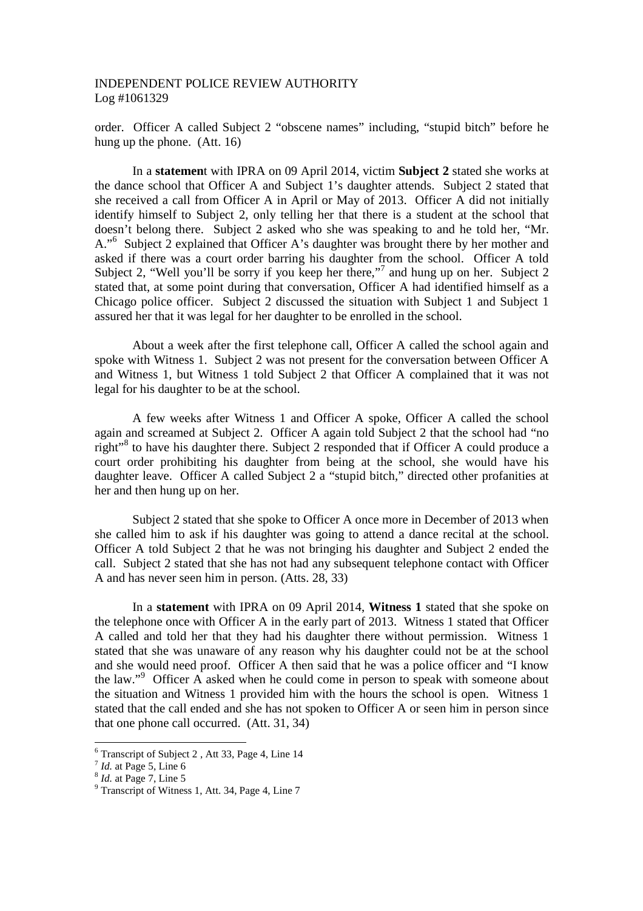order. Officer A called Subject 2 "obscene names" including, "stupid bitch" before he hung up the phone. (Att. 16)

In a **statemen**t with IPRA on 09 April 2014, victim **Subject 2** stated she works at the dance school that Officer A and Subject 1's daughter attends. Subject 2 stated that she received a call from Officer A in April or May of 2013. Officer A did not initially identify himself to Subject 2, only telling her that there is a student at the school that doesn't belong there. Subject 2 asked who she was speaking to and he told her, "Mr. A."[6] Subject 2 explained that Officer A's daughter was brought there by her mother and asked if there was a court order barring his daughter from the school. Officer A told Subject 2, "Well you'll be sorry if you keep her there,"[7] and hung up on her. Subject 2 stated that, at some point during that conversation, Officer A had identified himself as a Chicago police officer. Subject 2 discussed the situation with Subject 1 and Subject 1 assured her that it was legal for her daughter to be enrolled in the school.

About a week after the first telephone call, Officer A called the school again and spoke with Witness 1. Subject 2 was not present for the conversation between Officer A and Witness 1, but Witness 1 told Subject 2 that Officer A complained that it was not legal for his daughter to be at the school.

A few weeks after Witness 1 and Officer A spoke, Officer A called the school again and screamed at Subject 2. Officer A again told Subject 2 that the school had "no right"[8] to have his daughter there. Subject 2 responded that if Officer A could produce a court order prohibiting his daughter from being at the school, she would have his daughter leave. Officer A called Subject 2 a "stupid bitch," directed other profanities at her and then hung up on her.

Subject 2 stated that she spoke to Officer A once more in December of 2013 when she called him to ask if his daughter was going to attend a dance recital at the school. Officer A told Subject 2 that he was not bringing his daughter and Subject 2 ended the call. Subject 2 stated that she has not had any subsequent telephone contact with Officer A and has never seen him in person. (Atts. 28, 33)

In a **statement** with IPRA on 09 April 2014, **Witness 1** stated that she spoke on the telephone once with Officer A in the early part of 2013. Witness 1 stated that Officer A called and told her that they had his daughter there without permission. Witness 1 stated that she was unaware of any reason why his daughter could not be at the school and she would need proof. Officer A then said that he was a police officer and "I know the law."[9] Officer A asked when he could come in person to speak with someone about the situation and Witness 1 provided him with the hours the school is open. Witness 1 stated that the call ended and she has not spoken to Officer A or seen him in person since that one phone call occurred. (Att. 31, 34)

---

[6] Transcript of Subject 2 , Att 33, Page 4, Line 14

[7] *Id.* at Page 5, Line 6

[8] *Id.* at Page 7, Line 5

[9] Transcript of Witness 1, Att. 34, Page 4, Line 7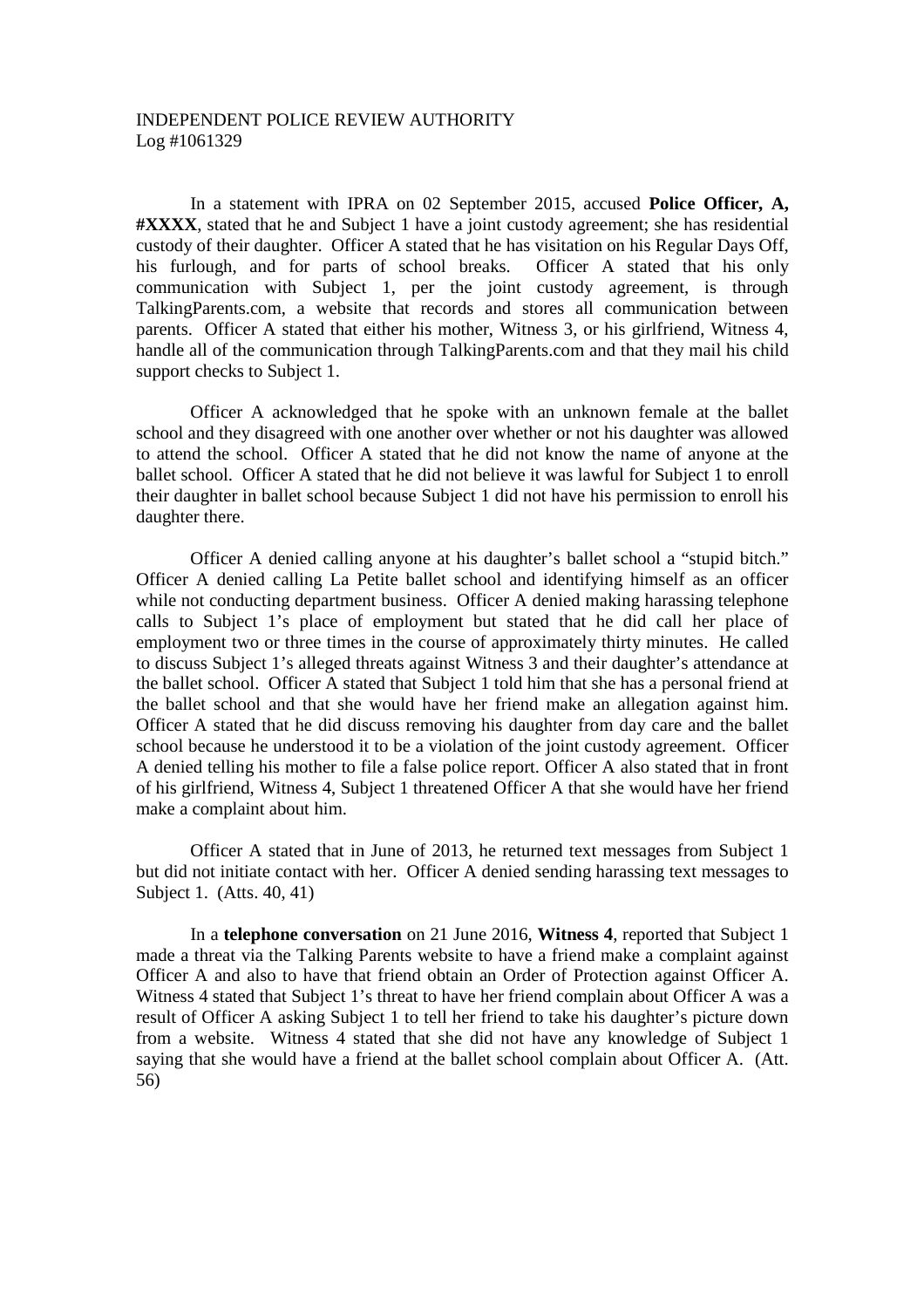INDEPENDENT POLICE REVIEW AUTHORITY
Log #1061329

In a statement with IPRA on 02 September 2015, accused **Police Officer, A, #XXXX**, stated that he and Subject 1 have a joint custody agreement; she has residential custody of their daughter. Officer A stated that he has visitation on his Regular Days Off, his furlough, and for parts of school breaks. Officer A stated that his only communication with Subject 1, per the joint custody agreement, is through TalkingParents.com, a website that records and stores all communication between parents. Officer A stated that either his mother, Witness 3, or his girlfriend, Witness 4, handle all of the communication through TalkingParents.com and that they mail his child support checks to Subject 1.

Officer A acknowledged that he spoke with an unknown female at the ballet school and they disagreed with one another over whether or not his daughter was allowed to attend the school. Officer A stated that he did not know the name of anyone at the ballet school. Officer A stated that he did not believe it was lawful for Subject 1 to enroll their daughter in ballet school because Subject 1 did not have his permission to enroll his daughter there.

Officer A denied calling anyone at his daughter's ballet school a "stupid bitch." Officer A denied calling La Petite ballet school and identifying himself as an officer while not conducting department business. Officer A denied making harassing telephone calls to Subject 1's place of employment but stated that he did call her place of employment two or three times in the course of approximately thirty minutes. He called to discuss Subject 1's alleged threats against Witness 3 and their daughter's attendance at the ballet school. Officer A stated that Subject 1 told him that she has a personal friend at the ballet school and that she would have her friend make an allegation against him. Officer A stated that he did discuss removing his daughter from day care and the ballet school because he understood it to be a violation of the joint custody agreement. Officer A denied telling his mother to file a false police report. Officer A also stated that in front of his girlfriend, Witness 4, Subject 1 threatened Officer A that she would have her friend make a complaint about him.

Officer A stated that in June of 2013, he returned text messages from Subject 1 but did not initiate contact with her. Officer A denied sending harassing text messages to Subject 1. (Atts. 40, 41)

In a **telephone conversation** on 21 June 2016, **Witness 4**, reported that Subject 1 made a threat via the Talking Parents website to have a friend make a complaint against Officer A and also to have that friend obtain an Order of Protection against Officer A. Witness 4 stated that Subject 1's threat to have her friend complain about Officer A was a result of Officer A asking Subject 1 to tell her friend to take his daughter's picture down from a website. Witness 4 stated that she did not have any knowledge of Subject 1 saying that she would have a friend at the ballet school complain about Officer A. (Att. 56)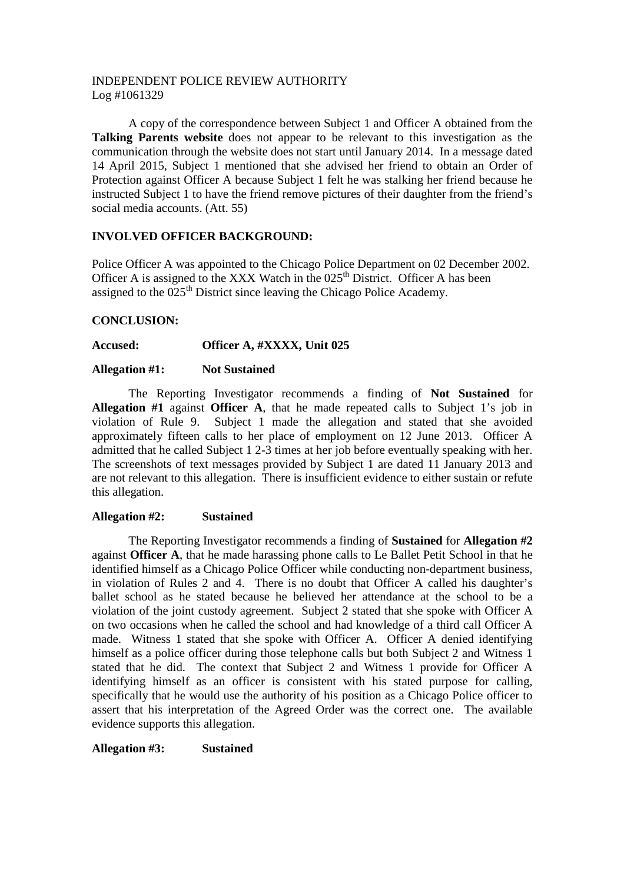INDEPENDENT POLICE REVIEW AUTHORITY
Log #1061329

A copy of the correspondence between Subject 1 and Officer A obtained from the **Talking Parents website** does not appear to be relevant to this investigation as the communication through the website does not start until January 2014. In a message dated 14 April 2015, Subject 1 mentioned that she advised her friend to obtain an Order of Protection against Officer A because Subject 1 felt he was stalking her friend because he instructed Subject 1 to have the friend remove pictures of their daughter from the friend's social media accounts. (Att. 55)

**INVOLVED OFFICER BACKGROUND:**

Police Officer A was appointed to the Chicago Police Department on 02 December 2002. Officer A is assigned to the XXX Watch in the 025th District. Officer A has been assigned to the 025th District since leaving the Chicago Police Academy.

**CONCLUSION:**

**Accused: Officer A, #XXXX, Unit 025**

**Allegation #1: Not Sustained**

The Reporting Investigator recommends a finding of **Not Sustained** for **Allegation #1** against **Officer A**, that he made repeated calls to Subject 1's job in violation of Rule 9. Subject 1 made the allegation and stated that she avoided approximately fifteen calls to her place of employment on 12 June 2013. Officer A admitted that he called Subject 1 2-3 times at her job before eventually speaking with her. The screenshots of text messages provided by Subject 1 are dated 11 January 2013 and are not relevant to this allegation. There is insufficient evidence to either sustain or refute this allegation.

**Allegation #2: Sustained**

The Reporting Investigator recommends a finding of **Sustained** for **Allegation #2** against **Officer A**, that he made harassing phone calls to Le Ballet Petit School in that he identified himself as a Chicago Police Officer while conducting non-department business, in violation of Rules 2 and 4. There is no doubt that Officer A called his daughter's ballet school as he stated because he believed her attendance at the school to be a violation of the joint custody agreement. Subject 2 stated that she spoke with Officer A on two occasions when he called the school and had knowledge of a third call Officer A made. Witness 1 stated that she spoke with Officer A. Officer A denied identifying himself as a police officer during those telephone calls but both Subject 2 and Witness 1 stated that he did. The context that Subject 2 and Witness 1 provide for Officer A identifying himself as an officer is consistent with his stated purpose for calling, specifically that he would use the authority of his position as a Chicago Police officer to assert that his interpretation of the Agreed Order was the correct one. The available evidence supports this allegation.

**Allegation #3: Sustained**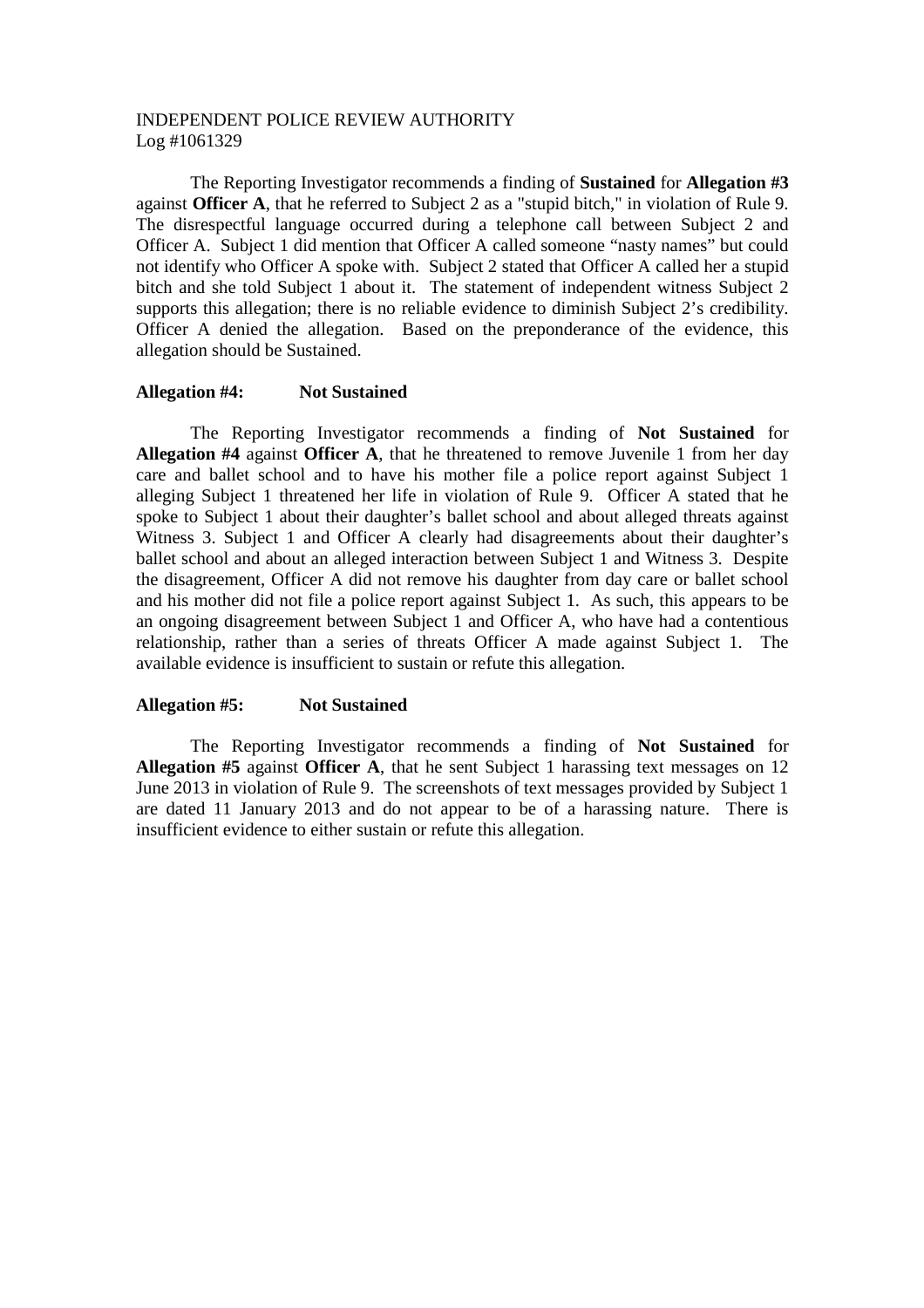INDEPENDENT POLICE REVIEW AUTHORITY
Log #1061329

The Reporting Investigator recommends a finding of **Sustained** for **Allegation #3** against **Officer A**, that he referred to Subject 2 as a "stupid bitch," in violation of Rule 9. The disrespectful language occurred during a telephone call between Subject 2 and Officer A. Subject 1 did mention that Officer A called someone "nasty names" but could not identify who Officer A spoke with. Subject 2 stated that Officer A called her a stupid bitch and she told Subject 1 about it. The statement of independent witness Subject 2 supports this allegation; there is no reliable evidence to diminish Subject 2's credibility. Officer A denied the allegation. Based on the preponderance of the evidence, this allegation should be Sustained.

**Allegation #4: Not Sustained**

The Reporting Investigator recommends a finding of **Not Sustained** for **Allegation #4** against **Officer A**, that he threatened to remove Juvenile 1 from her day care and ballet school and to have his mother file a police report against Subject 1 alleging Subject 1 threatened her life in violation of Rule 9. Officer A stated that he spoke to Subject 1 about their daughter's ballet school and about alleged threats against Witness 3. Subject 1 and Officer A clearly had disagreements about their daughter's ballet school and about an alleged interaction between Subject 1 and Witness 3. Despite the disagreement, Officer A did not remove his daughter from day care or ballet school and his mother did not file a police report against Subject 1. As such, this appears to be an ongoing disagreement between Subject 1 and Officer A, who have had a contentious relationship, rather than a series of threats Officer A made against Subject 1. The available evidence is insufficient to sustain or refute this allegation.

**Allegation #5: Not Sustained**

The Reporting Investigator recommends a finding of **Not Sustained** for **Allegation #5** against **Officer A**, that he sent Subject 1 harassing text messages on 12 June 2013 in violation of Rule 9. The screenshots of text messages provided by Subject 1 are dated 11 January 2013 and do not appear to be of a harassing nature. There is insufficient evidence to either sustain or refute this allegation.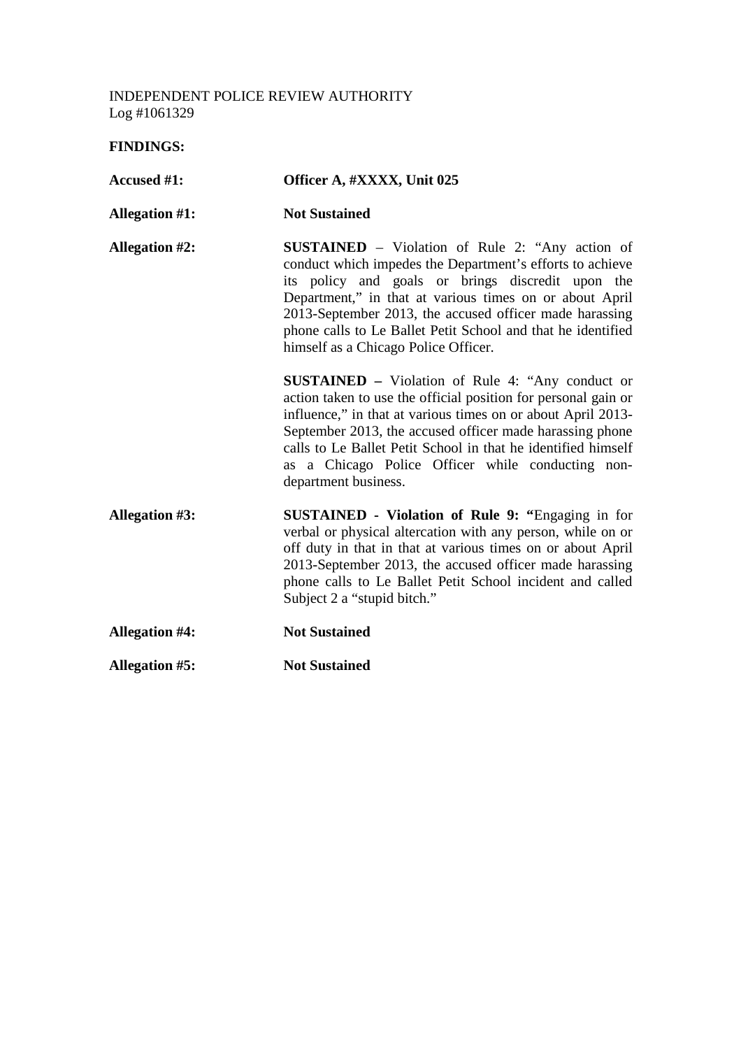INDEPENDENT POLICE REVIEW AUTHORITY
Log #1061329

**FINDINGS:**

**Accused #1:** **Officer A, #XXXX, Unit 025**

**Allegation #1:** **Not Sustained**

**Allegation #2:** **SUSTAINED** – Violation of Rule 2: "Any action of conduct which impedes the Department's efforts to achieve its policy and goals or brings discredit upon the Department," in that at various times on or about April 2013-September 2013, the accused officer made harassing phone calls to Le Ballet Petit School and that he identified himself as a Chicago Police Officer.

**SUSTAINED –** Violation of Rule 4: "Any conduct or action taken to use the official position for personal gain or influence," in that at various times on or about April 2013-September 2013, the accused officer made harassing phone calls to Le Ballet Petit School in that he identified himself as a Chicago Police Officer while conducting non-department business.

**Allegation #3:** **SUSTAINED - Violation of Rule 9: "**Engaging in for verbal or physical altercation with any person, while on or off duty in that in that at various times on or about April 2013-September 2013, the accused officer made harassing phone calls to Le Ballet Petit School incident and called Subject 2 a "stupid bitch."

**Allegation #4:** **Not Sustained**

**Allegation #5:** **Not Sustained**